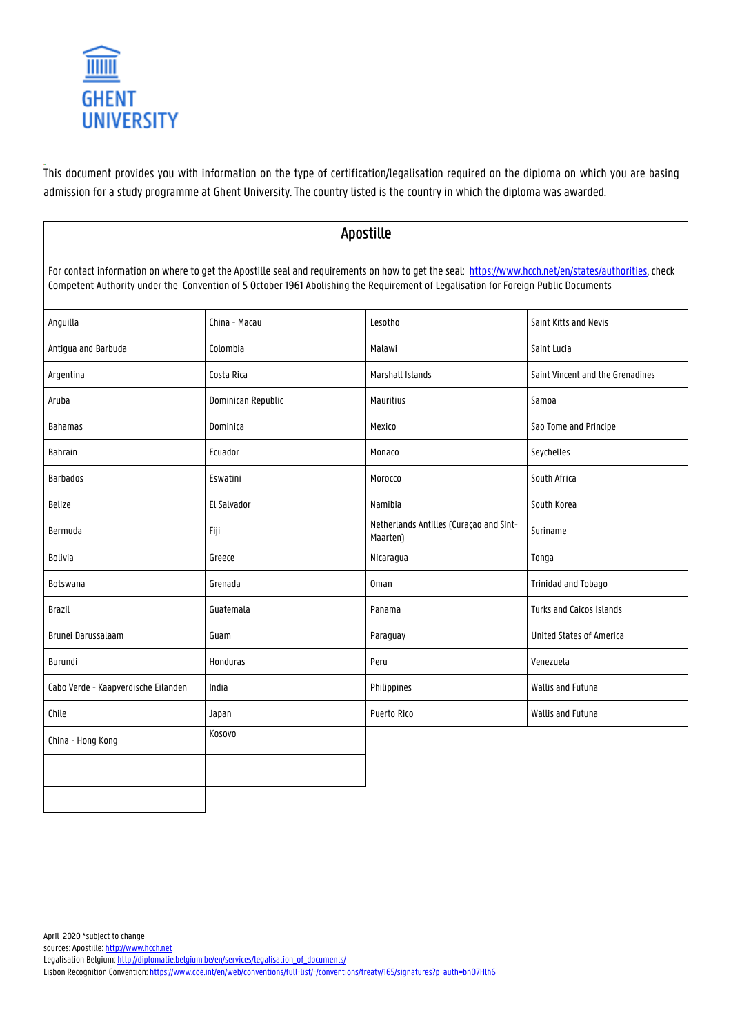GHENT UNIVERSITY

This document provides you with information on the type of certification/legalisation required on the diploma on which you are basing admission for a study programme at Ghent University. The country listed is the country in which the diploma was awarded.

## Apostille

For contact information on where to get the Apostille seal and requirements on how to get the seal: https://www.hcch.net/en/states/authorities, check Competent Authority under the Convention of 5 October 1961 Abolishing the Requirement of Legalisation for Foreign Public Documents

| | | | |
|---|---|---|---|
| Anguilla | China - Macau | Lesotho | Saint Kitts and Nevis |
| Antigua and Barbuda | Colombia | Malawi | Saint Lucia |
| Argentina | Costa Rica | Marshall Islands | Saint Vincent and the Grenadines |
| Aruba | Dominican Republic | Mauritius | Samoa |
| Bahamas | Dominica | Mexico | Sao Tome and Principe |
| Bahrain | Ecuador | Monaco | Seychelles |
| Barbados | Eswatini | Morocco | South Africa |
| Belize | El Salvador | Namibia | South Korea |
| Bermuda | Fiji | Netherlands Antilles (Curaçao and Sint-Maarten) | Suriname |
| Bolivia | Greece | Nicaragua | Tonga |
| Botswana | Grenada | Oman | Trinidad and Tobago |
| Brazil | Guatemala | Panama | Turks and Caicos Islands |
| Brunei Darussalaam | Guam | Paraguay | United States of America |
| Burundi | Honduras | Peru | Venezuela |
| Cabo Verde - Kaapverdische Eilanden | India | Philippines | Wallis and Futuna |
| Chile | Japan | Puerto Rico | Wallis and Futuna |
| China - Hong Kong | Kosovo | | |
| | | | |
| | | | |

April 2020 *subject to change

sources: Apostille: http://www.hcch.net

Legalisation Belgium: http://diplomatie.belgium.be/en/services/legalisation_of_documents/

Lisbon Recognition Convention: https://www.coe.int/en/web/conventions/full-list/-/conventions/treaty/165/signatures?p_auth=bn07Hlh6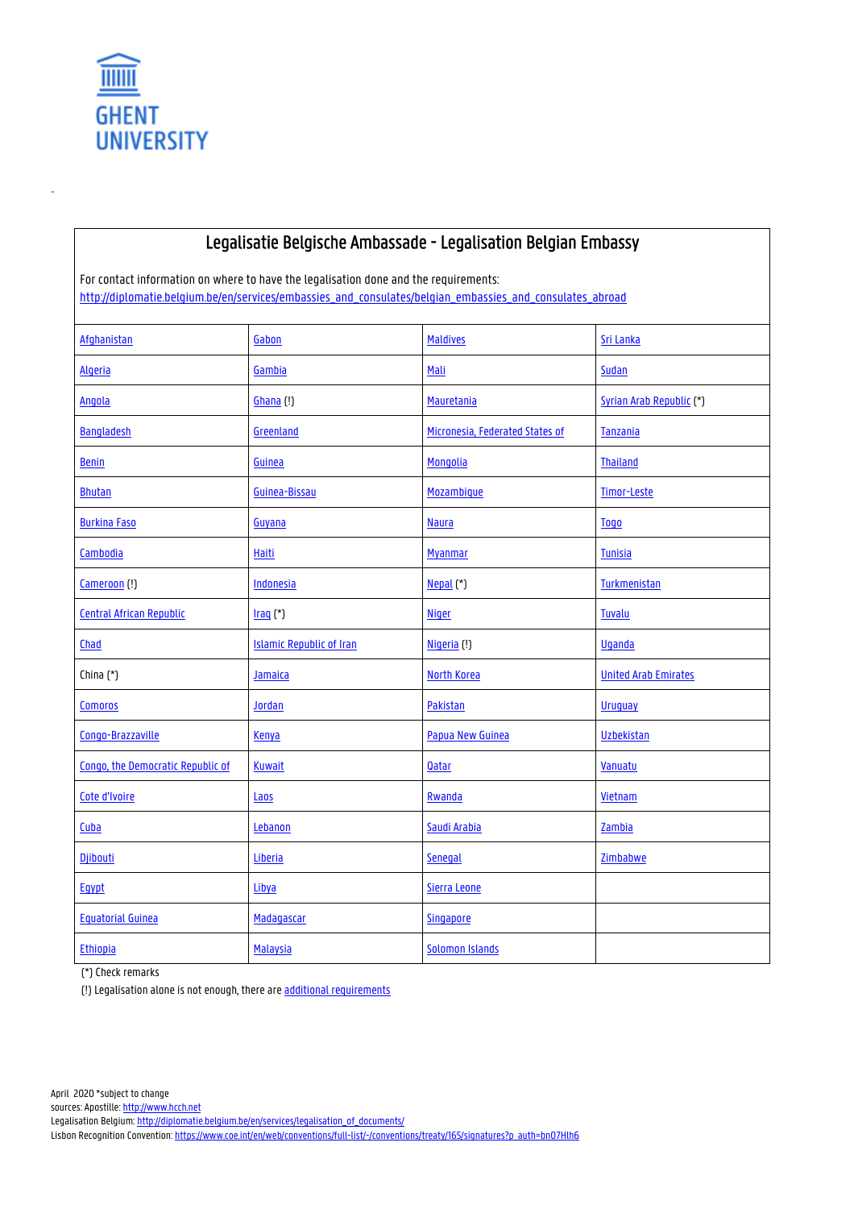GHENT UNIVERSITY

## Legalisatie Belgische Ambassade - Legalisation Belgian Embassy

For contact information on where to have the legalisation done and the requirements: http://diplomatie.belgium.be/en/services/embassies_and_consulates/belgian_embassies_and_consulates_abroad

| | | | |
|---|---|---|---|
| Afghanistan | Gabon | Maldives | Sri Lanka |
| Algeria | Gambia | Mali | Sudan |
| Angola | Ghana (!) | Mauretania | Syrian Arab Republic (*) |
| Bangladesh | Greenland | Micronesia, Federated States of | Tanzania |
| Benin | Guinea | Mongolia | Thailand |
| Bhutan | Guinea-Bissau | Mozambique | Timor-Leste |
| Burkina Faso | Guyana | Naura | Togo |
| Cambodia | Haiti | Myanmar | Tunisia |
| Cameroon (!) | Indonesia | Nepal (*) | Turkmenistan |
| Central African Republic | Iraq (*) | Niger | Tuvalu |
| Chad | Islamic Republic of Iran | Nigeria (!) | Uganda |
| China (*) | Jamaica | North Korea | United Arab Emirates |
| Comoros | Jordan | Pakistan | Uruguay |
| Congo-Brazzaville | Kenya | Papua New Guinea | Uzbekistan |
| Congo, the Democratic Republic of | Kuwait | Qatar | Vanuatu |
| Cote d'Ivoire | Laos | Rwanda | Vietnam |
| Cuba | Lebanon | Saudi Arabia | Zambia |
| Djibouti | Liberia | Senegal | Zimbabwe |
| Egypt | Libya | Sierra Leone | |
| Equatorial Guinea | Madagascar | Singapore | |
| Ethiopia | Malaysia | Solomon Islands | |

(*) Check remarks

(!) Legalisation alone is not enough, there are additional requirements

April 2020 *subject to change
sources: Apostille: http://www.hcch.net
Legalisation Belgium: http://diplomatie.belgium.be/en/services/legalisation_of_documents/
Lisbon Recognition Convention: https://www.coe.int/en/web/conventions/full-list/-/conventions/treaty/165/signatures?p_auth=bn07Hlh6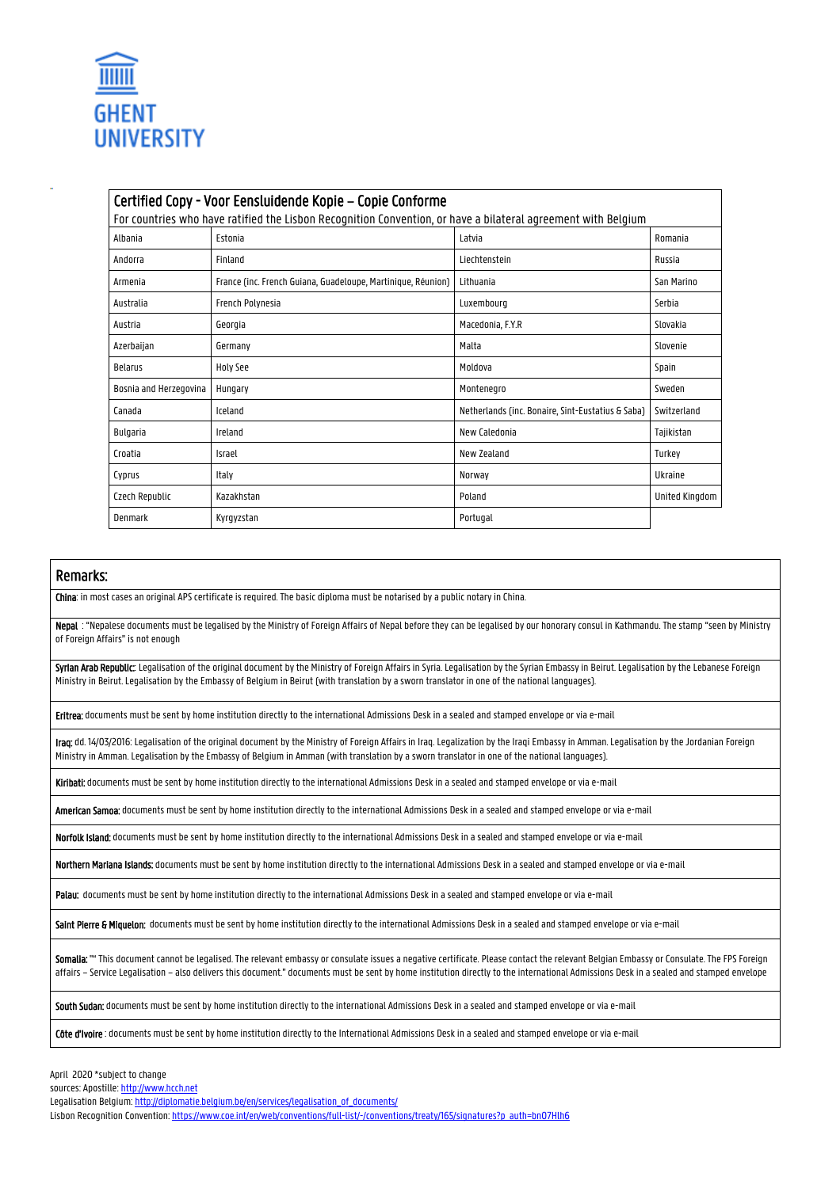GHENT UNIVERSITY

| Certified Copy - Voor Eensluidende Kopie – Copie Conforme<br>For countries who have ratified the Lisbon Recognition Convention, or have a bilateral agreement with Belgium | | | |
|---|---|---|---|
| Albania | Estonia | Latvia | Romania |
| Andorra | Finland | Liechtenstein | Russia |
| Armenia | France (inc. French Guiana, Guadeloupe, Martinique, Réunion) | Lithuania | San Marino |
| Australia | French Polynesia | Luxembourg | Serbia |
| Austria | Georgia | Macedonia, F.Y.R | Slovakia |
| Azerbaijan | Germany | Malta | Slovenie |
| Belarus | Holy See | Moldova | Spain |
| Bosnia and Herzegovina | Hungary | Montenegro | Sweden |
| Canada | Iceland | Netherlands (inc. Bonaire, Sint-Eustatius & Saba) | Switzerland |
| Bulgaria | Ireland | New Caledonia | Tajikistan |
| Croatia | Israel | New Zealand | Turkey |
| Cyprus | Italy | Norway | Ukraine |
| Czech Republic | Kazakhstan | Poland | United Kingdom |
| Denmark | Kyrgyzstan | Portugal | |

## Remarks:

**China**: in most cases an original APS certificate is required. The basic diploma must be notarised by a public notary in China.

**Nepal** : "Nepalese documents must be legalised by the Ministry of Foreign Affairs of Nepal before they can be legalised by our honorary consul in Kathmandu. The stamp "seen by Ministry of Foreign Affairs" is not enough

**Syrian Arab Republic:** Legalisation of the original document by the Ministry of Foreign Affairs in Syria. Legalisation by the Syrian Embassy in Beirut. Legalisation by the Lebanese Foreign Ministry in Beirut. Legalisation by the Embassy of Belgium in Beirut (with translation by a sworn translator in one of the national languages).

**Eritrea:** documents must be sent by home institution directly to the international Admissions Desk in a sealed and stamped envelope or via e-mail

**Iraq:** dd. 14/03/2016: Legalisation of the original document by the Ministry of Foreign Affairs in Iraq. Legalization by the Iraqi Embassy in Amman. Legalisation by the Jordanian Foreign Ministry in Amman. Legalisation by the Embassy of Belgium in Amman (with translation by a sworn translator in one of the national languages).

**Kiribati:** documents must be sent by home institution directly to the international Admissions Desk in a sealed and stamped envelope or via e-mail

**American Samoa:** documents must be sent by home institution directly to the international Admissions Desk in a sealed and stamped envelope or via e-mail

**Norfolk Island:** documents must be sent by home institution directly to the international Admissions Desk in a sealed and stamped envelope or via e-mail

**Northern Mariana Islands:** documents must be sent by home institution directly to the international Admissions Desk in a sealed and stamped envelope or via e-mail

**Palau:** documents must be sent by home institution directly to the international Admissions Desk in a sealed and stamped envelope or via e-mail

**Saint Pierre & Miquelon:** documents must be sent by home institution directly to the international Admissions Desk in a sealed and stamped envelope or via e-mail

**Somalia:** "" This document cannot be legalised. The relevant embassy or consulate issues a negative certificate. Please contact the relevant Belgian Embassy or Consulate. The FPS Foreign affairs – Service Legalisation – also delivers this document." documents must be sent by home institution directly to the international Admissions Desk in a sealed and stamped envelope

**South Sudan:** documents must be sent by home institution directly to the international Admissions Desk in a sealed and stamped envelope or via e-mail

**Côte d'Ivoire** : documents must be sent by home institution directly to the International Admissions Desk in a sealed and stamped envelope or via e-mail

April 2020 *subject to change
sources: Apostille: http://www.hcch.net
Legalisation Belgium: http://diplomatie.belgium.be/en/services/legalisation_of_documents/
Lisbon Recognition Convention: https://www.coe.int/en/web/conventions/full-list/-/conventions/treaty/165/signatures?p_auth=bn07Hlh6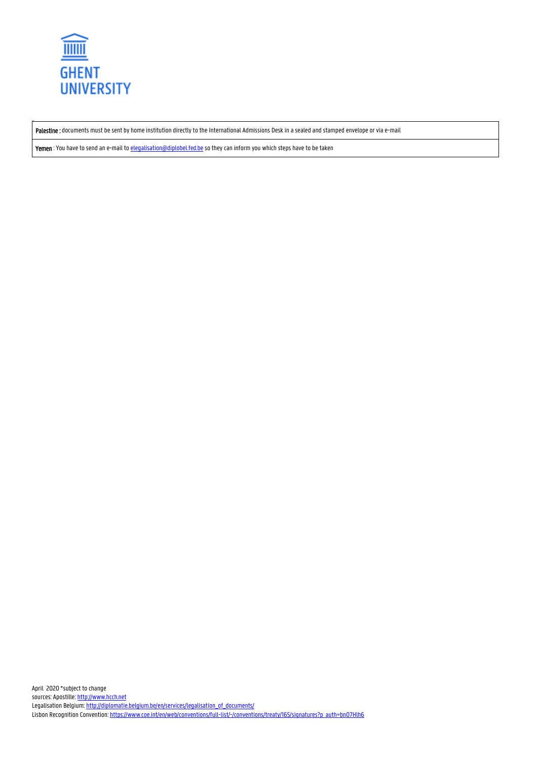| | |
|---|---|
| **Palestine :** documents must be sent by home institution directly to the International Admissions Desk in a sealed and stamped envelope or via e-mail | |
| **Yemen** : You have to send an e-mail to elegalisation@diplobel.fed.be so they can inform you which steps have to be taken | |

April 2020 *subject to change
sources: Apostille: http://www.hcch.net
Legalisation Belgium: http://diplomatie.belgium.be/en/services/legalisation_of_documents/
Lisbon Recognition Convention: https://www.coe.int/en/web/conventions/full-list/-/conventions/treaty/165/signatures?p_auth=bnO7Hlh6